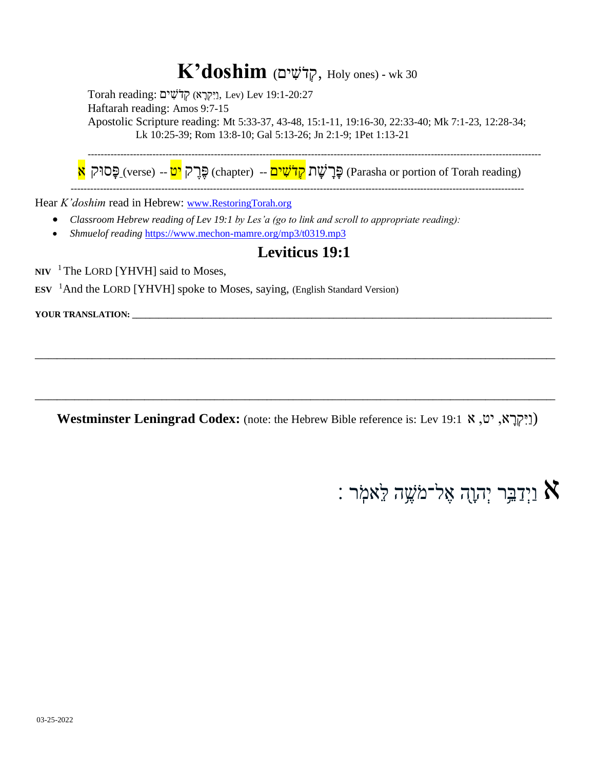# K'doshim (קְדֹשִׁים, Holy ones) - wk 30

Torah reading: קְדֹשִׁים (וַיִּקְרָא, Lev) Lev 19:1-20:27
Haftarah reading: Amos 9:7-15
Apostolic Scripture reading: Mt 5:33-37, 43-48, 15:1-11, 19:16-30, 22:33-40; Mk 7:1-23, 12:28-34; Lk 10:25-39; Rom 13:8-10; Gal 5:13-26; Jn 2:1-9; 1Pet 1:13-21

---

א פָּסוּק (verse) -- יט פֶּרֶק (chapter) -- קְדֹשִׁים פָּרָשַׁת (Parasha or portion of Torah reading)

---

Hear *K'doshim* read in Hebrew: www.RestoringTorah.org

- *Classroom Hebrew reading of Lev 19:1 by Les'a (go to link and scroll to appropriate reading):*
- *Shmuelof reading* https://www.mechon-mamre.org/mp3/t0319.mp3

## Leviticus 19:1

**NIV** [1] The LORD [YHVH] said to Moses,

**ESV** [1] And the LORD [YHVH] spoke to Moses, saying, (English Standard Version)

**YOUR TRANSLATION:** ________________________________________________________________

________________________________________________________________

________________________________________________________________

**Westminster Leningrad Codex:** (note: the Hebrew Bible reference is: Lev 19:1 וַיִּקְרָא, יט, א)

**א** וַיְדַבֵּר יְהוָה אֶל־מֹשֶׁה לֵּאמֹר׃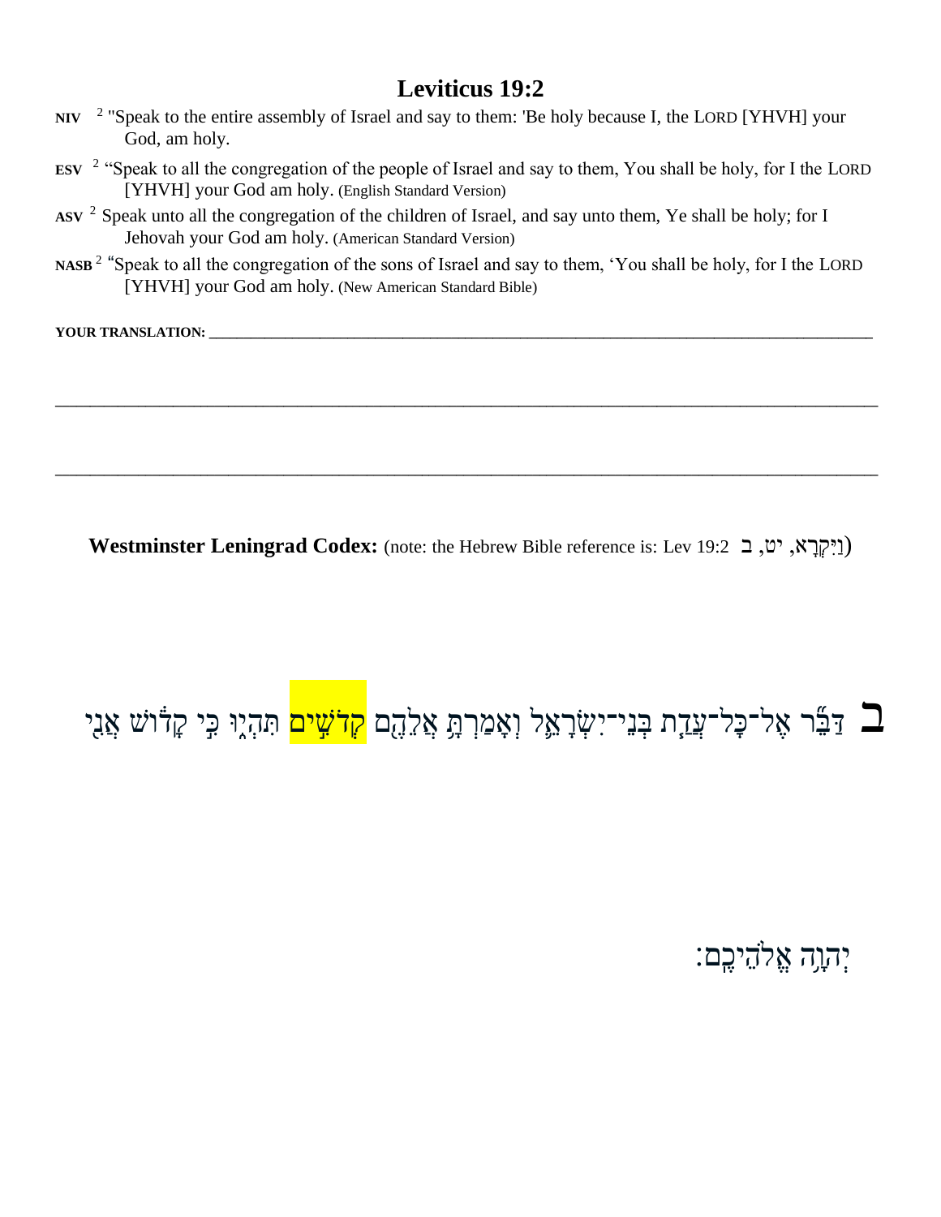# Leviticus 19:2

**NIV** [2] "Speak to the entire assembly of Israel and say to them: 'Be holy because I, the LORD [YHVH] your God, am holy.

**ESV** [2] "Speak to all the congregation of the people of Israel and say to them, You shall be holy, for I the LORD [YHVH] your God am holy. (English Standard Version)

**ASV** [2] Speak unto all the congregation of the children of Israel, and say unto them, Ye shall be holy; for I Jehovah your God am holy. (American Standard Version)

**NASB** [2] "Speak to all the congregation of the sons of Israel and say to them, 'You shall be holy, for I the LORD [YHVH] your God am holy. (New American Standard Bible)

**YOUR TRANSLATION:** ___________________________________________________________________________

___________________________________________________________________________

___________________________________________________________________________

**Westminster Leningrad Codex:** (note: the Hebrew Bible reference is: Lev 19:2 וַיִּקְרָא, יט, ב)

ב דַּבֵּ֞ר אֶל־כָּל־עֲדַ֧ת בְּנֵי־יִשְׂרָאֵ֛ל וְאָמַרְתָּ֥ אֲלֵהֶ֖ם קְדֹשִׁ֣ים תִּהְי֑וּ כִּ֣י קָד֔וֹשׁ אֲנִ֖י

יְהוָ֥ה אֱלֹהֵיכֶֽם׃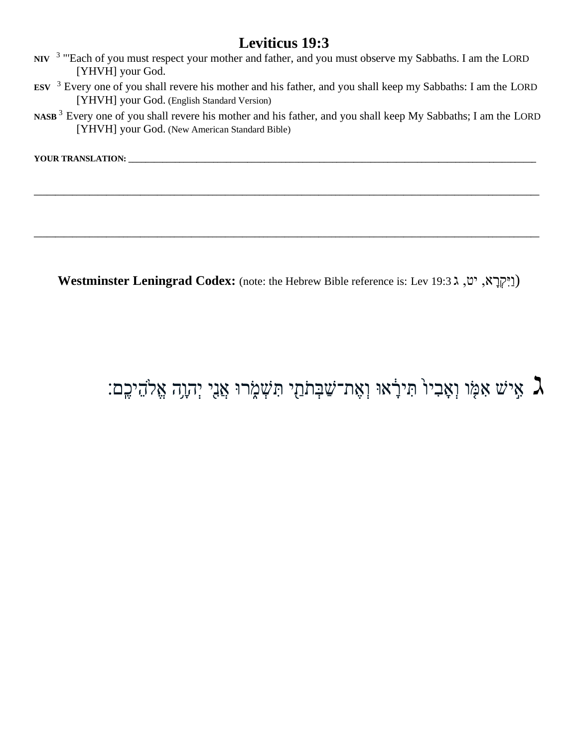# Leviticus 19:3

**NIV** [3] "'Each of you must respect your mother and father, and you must observe my Sabbaths. I am the LORD [YHVH] your God.

**ESV** [3] Every one of you shall revere his mother and his father, and you shall keep my Sabbaths: I am the LORD [YHVH] your God. (English Standard Version)

**NASB** [3] Every one of you shall revere his mother and his father, and you shall keep My Sabbaths; I am the LORD [YHVH] your God. (New American Standard Bible)

**YOUR TRANSLATION:** ____________________________________________________________________________

________________________________________________________________________________________________

________________________________________________________________________________________________

**Westminster Leningrad Codex:** (note: the Hebrew Bible reference is: Lev 19:3 וַיִּקְרָא, יט, ג)

ג אִ֣ישׁ אִמּ֤וֹ וְאָבִיו֙ תִּירָ֔אוּ וְאֶת־שַׁבְּתֹתַ֖י תִּשְׁמֹ֑רוּ אֲנִ֖י יְהוָ֥ה אֱלֹהֵיכֶֽם׃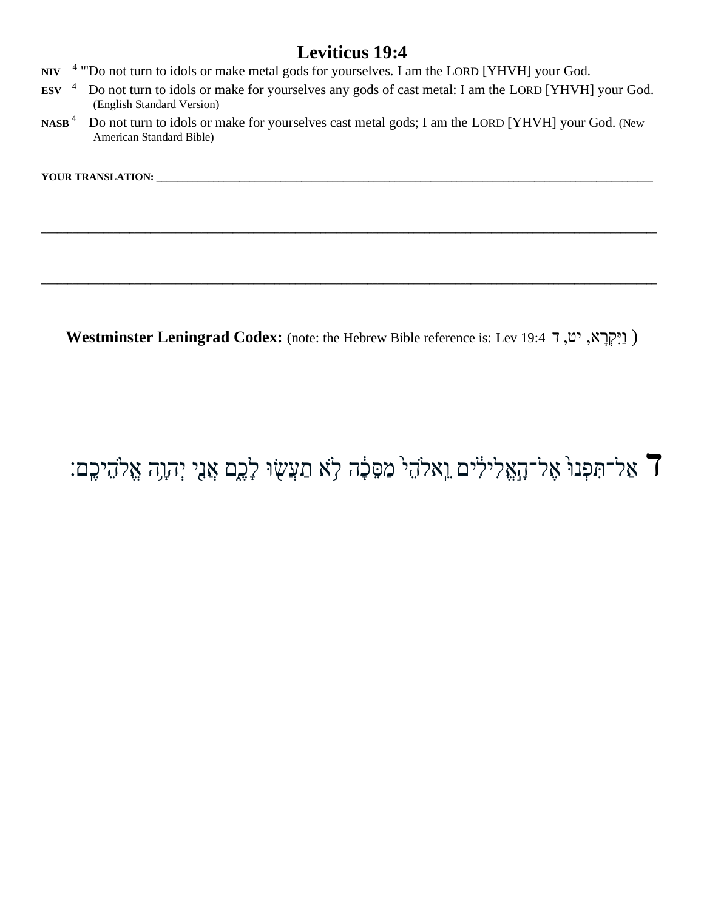# Leviticus 19:4

**NIV** [4] "'Do not turn to idols or make metal gods for yourselves. I am the LORD [YHVH] your God.

**ESV** [4] Do not turn to idols or make for yourselves any gods of cast metal: I am the LORD [YHVH] your God. (English Standard Version)

**NASB** [4] Do not turn to idols or make for yourselves cast metal gods; I am the LORD [YHVH] your God. (New American Standard Bible)

**YOUR TRANSLATION:** ______________________________________________________________________________________

______________________________________________________________________________________________

______________________________________________________________________________________________

**Westminster Leningrad Codex:** (note: the Hebrew Bible reference is: Lev 19:4 וַיִּקְרָא, יט, ד )

ד אַל־תִּפְנוּ֙ אֶל־הָ֣אֱלִילִ֔ים וֵֽאלֹהֵי֙ מַסֵּכָ֔ה לֹ֥א תַעֲשׂ֖וּ לָכֶ֑ם אֲנִ֖י יְהוָ֥ה אֱלֹהֵיכֶֽם׃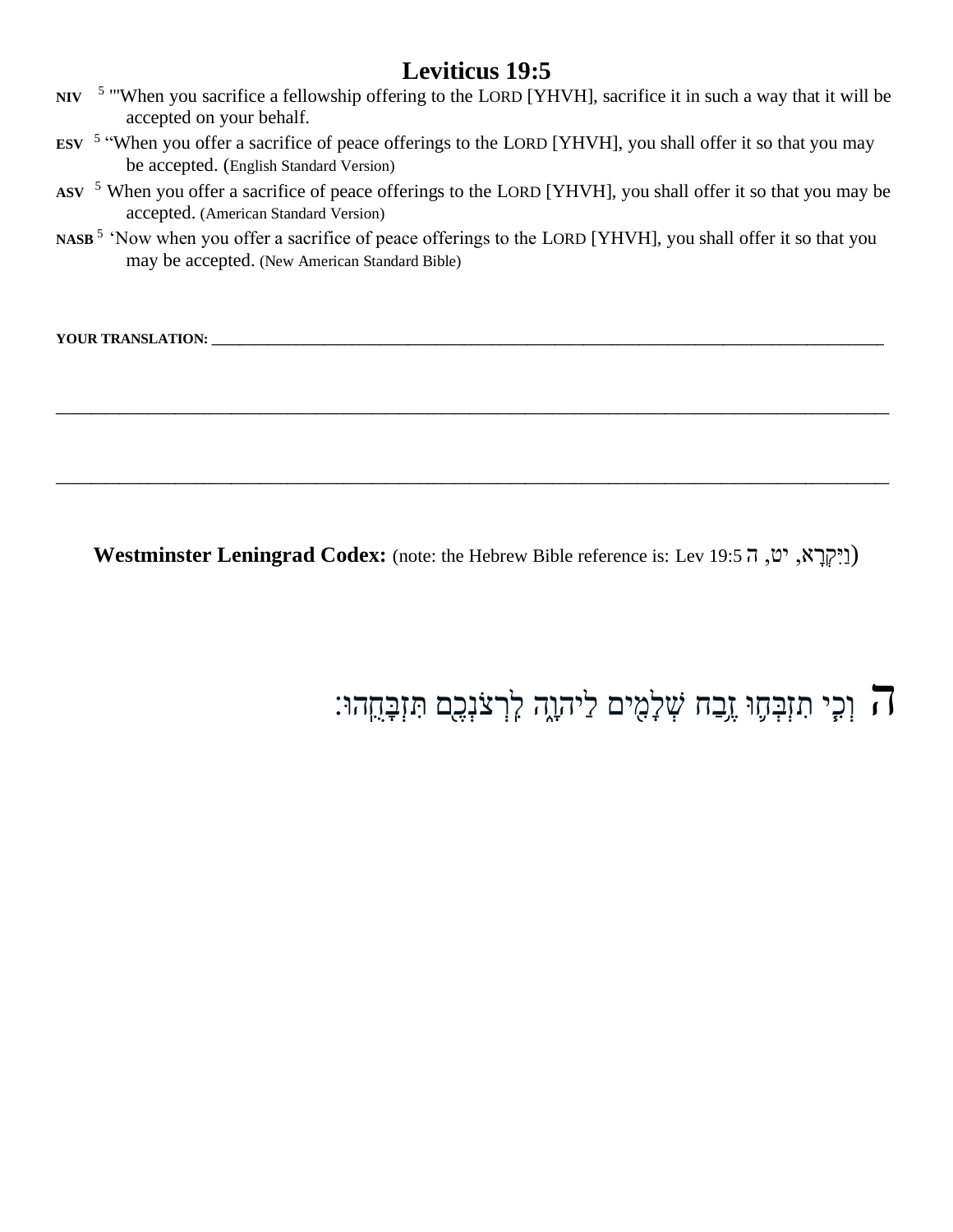# Leviticus 19:5

**NIV** [5] "'When you sacrifice a fellowship offering to the LORD [YHVH], sacrifice it in such a way that it will be accepted on your behalf.

**ESV** [5] "When you offer a sacrifice of peace offerings to the LORD [YHVH], you shall offer it so that you may be accepted. (English Standard Version)

**ASV** [5] When you offer a sacrifice of peace offerings to the LORD [YHVH], you shall offer it so that you may be accepted. (American Standard Version)

**NASB** [5] 'Now when you offer a sacrifice of peace offerings to the LORD [YHVH], you shall offer it so that you may be accepted. (New American Standard Bible)

**YOUR TRANSLATION:** ____________________________________________________________________________

______________________________________________________________________________________________

______________________________________________________________________________________________

**Westminster Leningrad Codex:** (note: the Hebrew Bible reference is: Lev 19:5 וַיִּקְרָא, יט, ה)

ה וְכִ֧י תִזְבְּח֛וּ זֶ֥בַח שְׁלָמִ֖ים לַיהוָ֑ה לִֽרְצֹנְכֶ֖ם תִּזְבָּחֻֽהוּ׃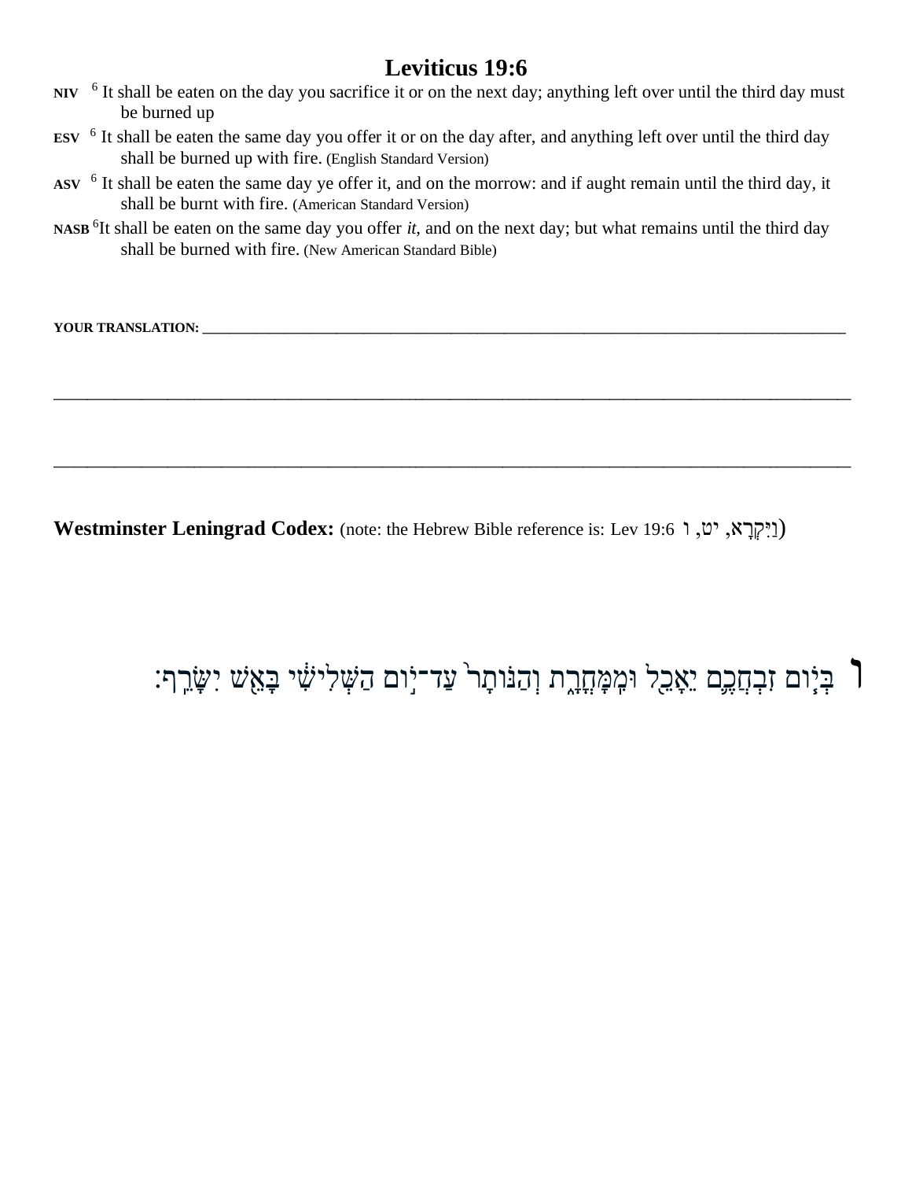# Leviticus 19:6

**NIV** [6] It shall be eaten on the day you sacrifice it or on the next day; anything left over until the third day must be burned up

**ESV** [6] It shall be eaten the same day you offer it or on the day after, and anything left over until the third day shall be burned up with fire. (English Standard Version)

**ASV** [6] It shall be eaten the same day ye offer it, and on the morrow: and if aught remain until the third day, it shall be burnt with fire. (American Standard Version)

**NASB** [6]It shall be eaten on the same day you offer *it*, and on the next day; but what remains until the third day shall be burned with fire. (New American Standard Bible)

**YOUR TRANSLATION:** ______________________________________________________________________________

______________________________________________________________________________

______________________________________________________________________________

**Westminster Leningrad Codex:** (note: the Hebrew Bible reference is: Lev 19:6 וַיִּקְרָא, יט, ו)

ו בְּי֧וֹם זִבְחֲכֶ֛ם יֵאָכֵ֖ל וּמִֽמָּחֳרָ֑ת וְהַנּוֹתָר֙ עַד־י֣וֹם הַשְּׁלִישִׁ֔י בָּאֵ֖שׁ יִשָּׂרֵֽף׃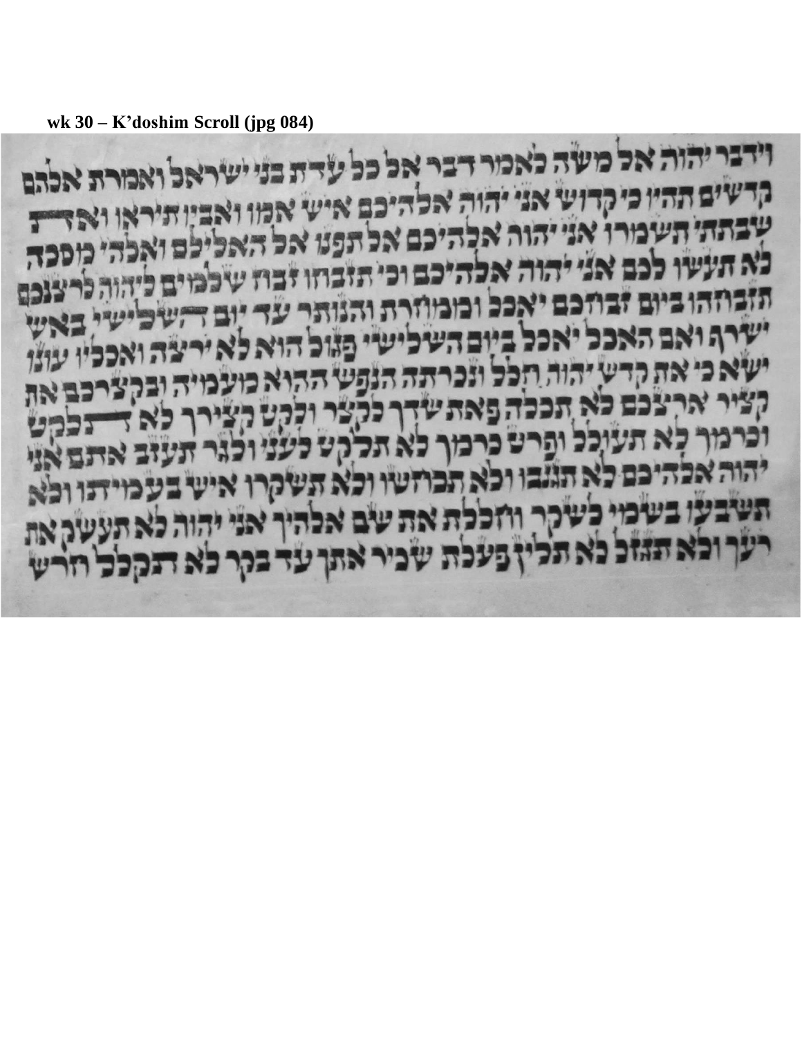**wk 30 – K'doshim Scroll (jpg 084)**

וידבר יהוה אל משה לאמר דבר אל כל עדת בני ישראל ואמרת אלהם
קדשים תהיו כי קדוש אני יהוה אלהיכם איש אמו ואביו תיראו ואת
שבתתי תשמרו אני יהוה אלהיכם אל תפנו אל האלילם ואלהי מסכה
לא תעשו לכם אני יהוה אלהיכם וכי תזבחו זבח שלמים ליהוה לרצנכם
תזבחהו ביום זבחכם יאכל וממחרת והנותר עד יום השלישי באש
ישרף ואם האכל יאכל ביום השלישי פגול הוא לא ירצה ואכליו עונו
ישא כי את קדש יהוה חלל ונכרתה הנפש ההוא מעמיה ובקצרכם את
קציר ארצכם לא תכלה פאת שדך לקצר ולקט קצירך לא תלקט
וכרמך לא תעולל ופרט כרמך לא תלקט לעני ולגר תעזב אתם אני
יהוה אלהיכם לא תגנבו ולא תכחשו ולא תשקרו איש בעמיתו ולא
תשבעו בשמי לשקר וחללת את שם אלהיך אני יהוה לא תעשק את
רעך ולא תגזל לא תלין פעלת שכיר אתך עד בקר לא תקלל חרש